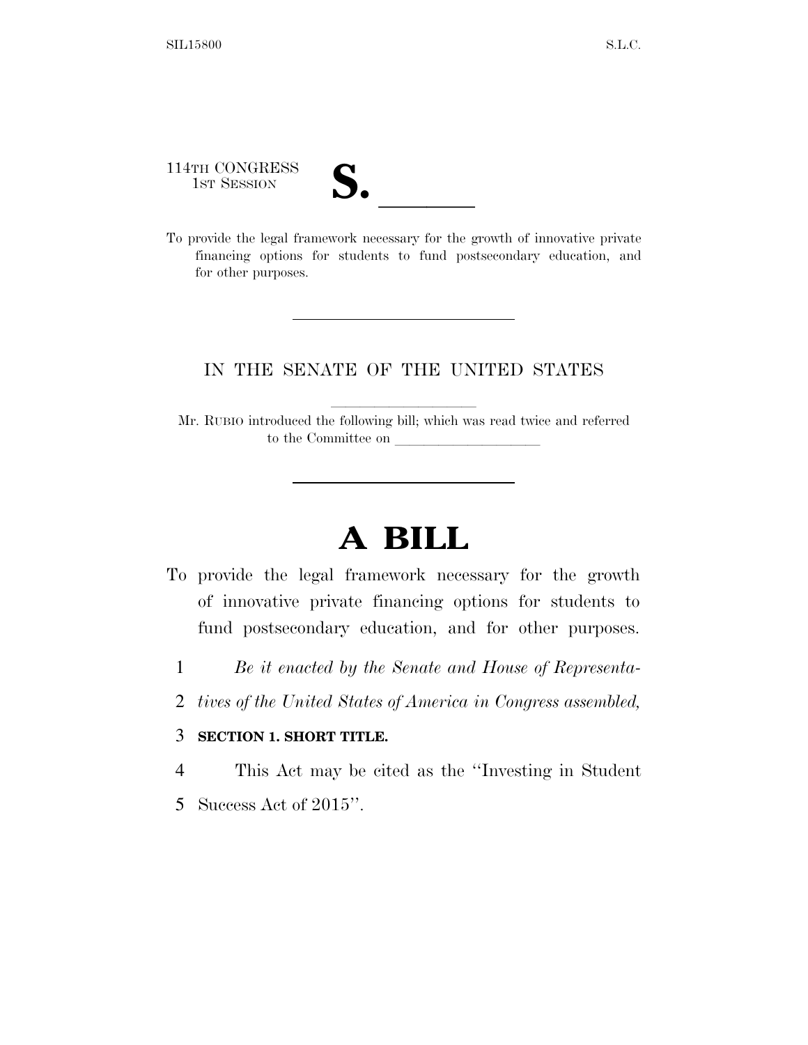114TH CONGRESS
1ST SESSION

# S. \_\_\_\_\_\_

To provide the legal framework necessary for the growth of innovative private financing options for students to fund postsecondary education, and for other purposes.

---

IN THE SENATE OF THE UNITED STATES

Mr. RUBIO introduced the following bill; which was read twice and referred to the Committee on \_\_\_\_\_\_\_\_\_\_\_\_\_\_\_\_\_\_\_\_

---

# A BILL

To provide the legal framework necessary for the growth of innovative private financing options for students to fund postsecondary education, and for other purposes.

1 *Be it enacted by the Senate and House of Representa-*
2 *tives of the United States of America in Congress assembled,*

3 **SECTION 1. SHORT TITLE.**

4 This Act may be cited as the ''Investing in Student
5 Success Act of 2015''.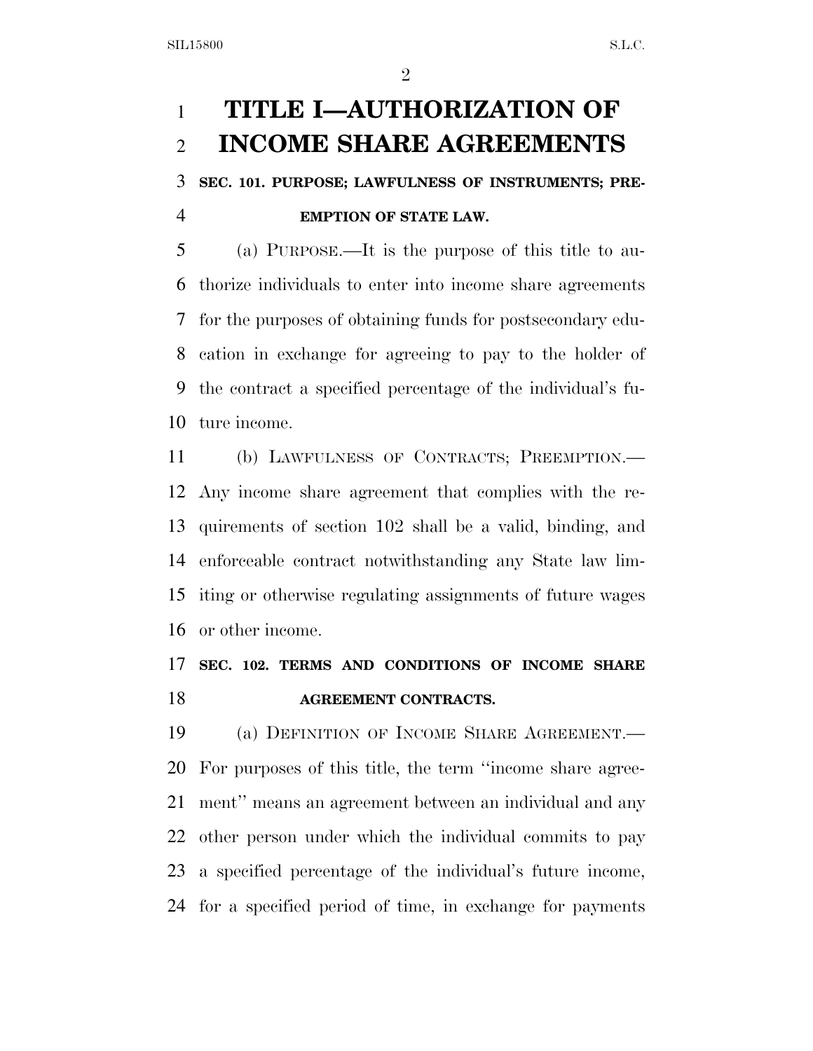# TITLE I—AUTHORIZATION OF INCOME SHARE AGREEMENTS

**SEC. 101. PURPOSE; LAWFULNESS OF INSTRUMENTS; PREEMPTION OF STATE LAW.**

(a) PURPOSE.—It is the purpose of this title to authorize individuals to enter into income share agreements for the purposes of obtaining funds for postsecondary education in exchange for agreeing to pay to the holder of the contract a specified percentage of the individual's future income.

(b) LAWFULNESS OF CONTRACTS; PREEMPTION.—Any income share agreement that complies with the requirements of section 102 shall be a valid, binding, and enforceable contract notwithstanding any State law limiting or otherwise regulating assignments of future wages or other income.

**SEC. 102. TERMS AND CONDITIONS OF INCOME SHARE AGREEMENT CONTRACTS.**

(a) DEFINITION OF INCOME SHARE AGREEMENT.—For purposes of this title, the term ''income share agreement'' means an agreement between an individual and any other person under which the individual commits to pay a specified percentage of the individual's future income, for a specified period of time, in exchange for payments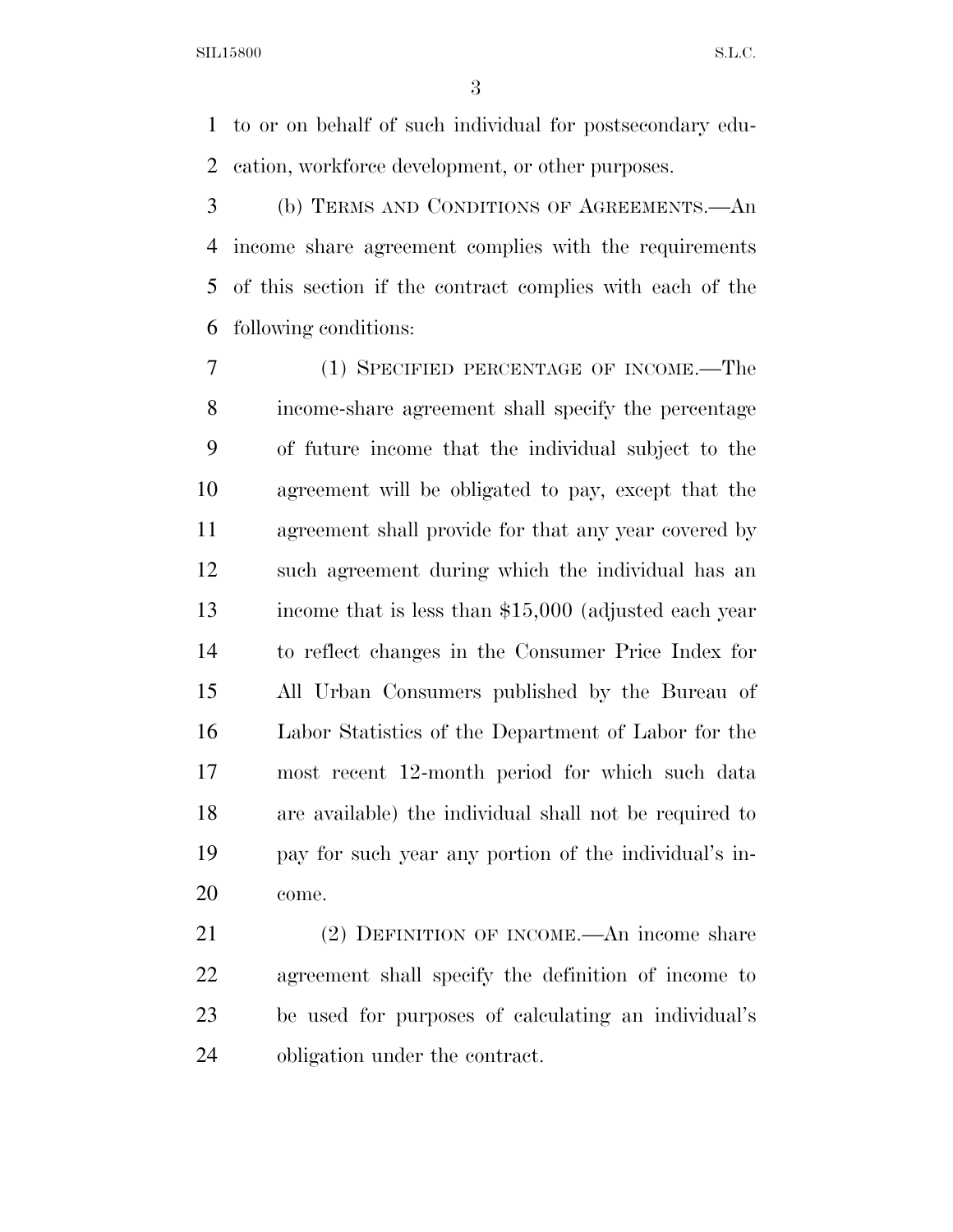to or on behalf of such individual for postsecondary education, workforce development, or other purposes.

(b) TERMS AND CONDITIONS OF AGREEMENTS.—An income share agreement complies with the requirements of this section if the contract complies with each of the following conditions:

(1) SPECIFIED PERCENTAGE OF INCOME.—The income-share agreement shall specify the percentage of future income that the individual subject to the agreement will be obligated to pay, except that the agreement shall provide for that any year covered by such agreement during which the individual has an income that is less than $15,000 (adjusted each year to reflect changes in the Consumer Price Index for All Urban Consumers published by the Bureau of Labor Statistics of the Department of Labor for the most recent 12-month period for which such data are available) the individual shall not be required to pay for such year any portion of the individual's income.

(2) DEFINITION OF INCOME.—An income share agreement shall specify the definition of income to be used for purposes of calculating an individual's obligation under the contract.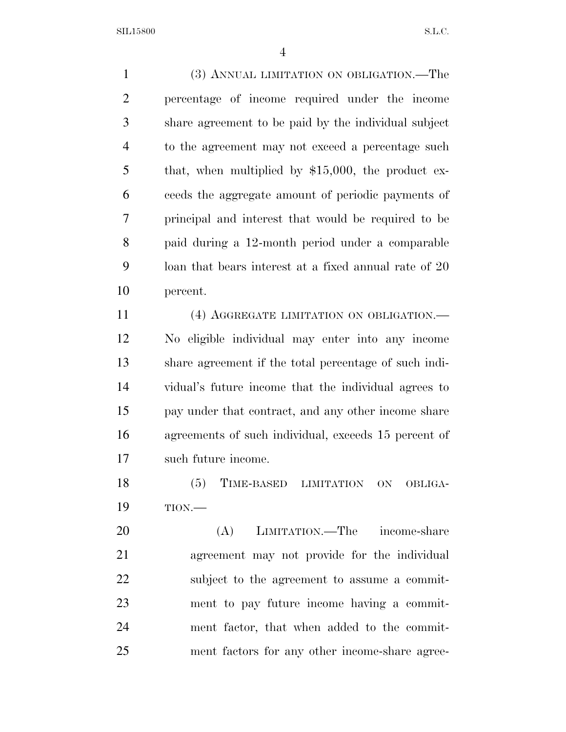(3) ANNUAL LIMITATION ON OBLIGATION.—The percentage of income required under the income share agreement to be paid by the individual subject to the agreement may not exceed a percentage such that, when multiplied by $15,000, the product exceeds the aggregate amount of periodic payments of principal and interest that would be required to be paid during a 12-month period under a comparable loan that bears interest at a fixed annual rate of 20 percent.

(4) AGGREGATE LIMITATION ON OBLIGATION.—No eligible individual may enter into any income share agreement if the total percentage of such individual's future income that the individual agrees to pay under that contract, and any other income share agreements of such individual, exceeds 15 percent of such future income.

(5) TIME-BASED LIMITATION ON OBLIGATION.—

(A) LIMITATION.—The income-share agreement may not provide for the individual subject to the agreement to assume a commitment to pay future income having a commitment factor, that when added to the commitment factors for any other income-share agree-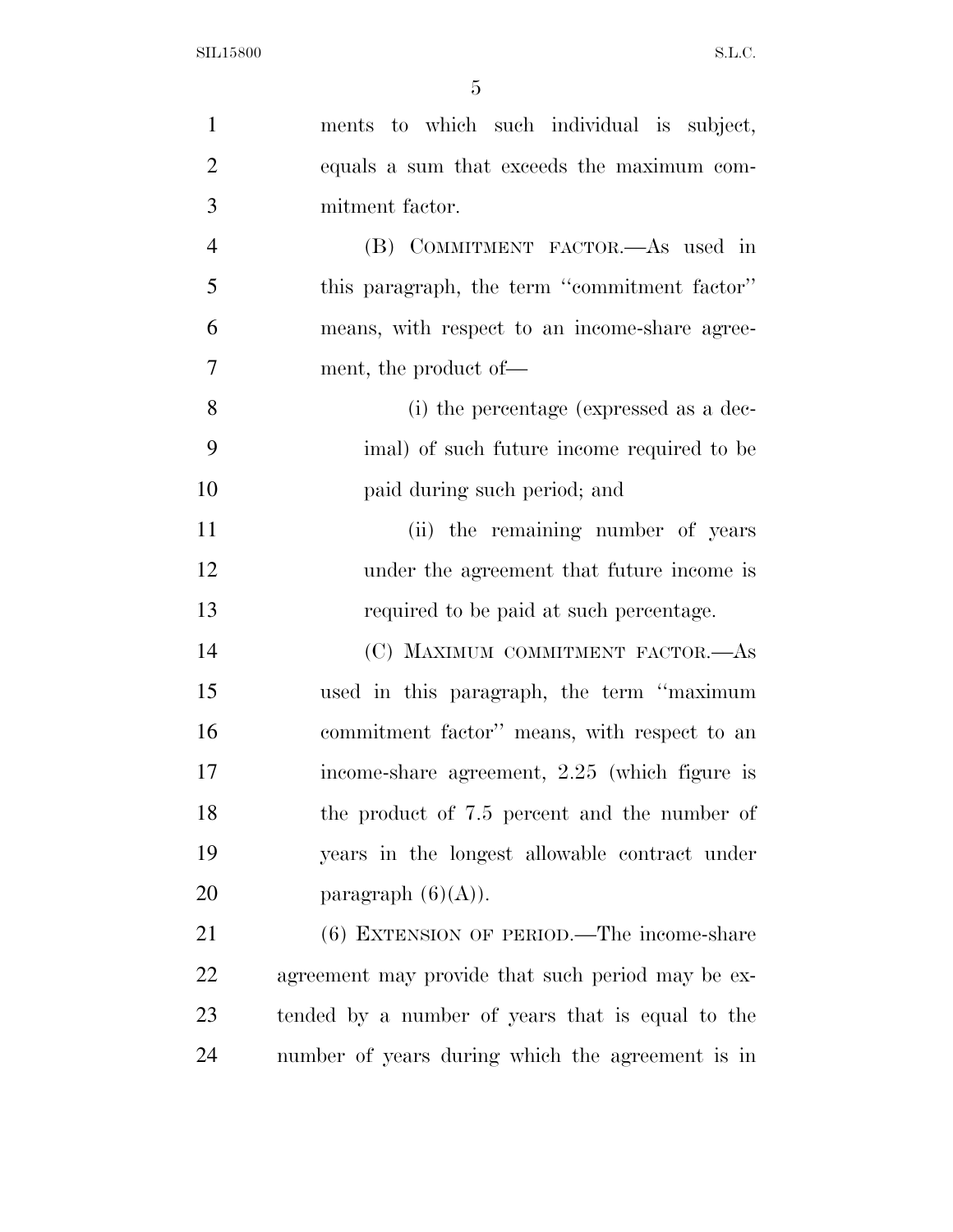ments to which such individual is subject, equals a sum that exceeds the maximum commitment factor.

(B) COMMITMENT FACTOR.—As used in this paragraph, the term ''commitment factor'' means, with respect to an income-share agreement, the product of—

(i) the percentage (expressed as a decimal) of such future income required to be paid during such period; and

(ii) the remaining number of years under the agreement that future income is required to be paid at such percentage.

(C) MAXIMUM COMMITMENT FACTOR.—As used in this paragraph, the term ''maximum commitment factor'' means, with respect to an income-share agreement, 2.25 (which figure is the product of 7.5 percent and the number of years in the longest allowable contract under paragraph (6)(A)).

(6) EXTENSION OF PERIOD.—The income-share agreement may provide that such period may be extended by a number of years that is equal to the number of years during which the agreement is in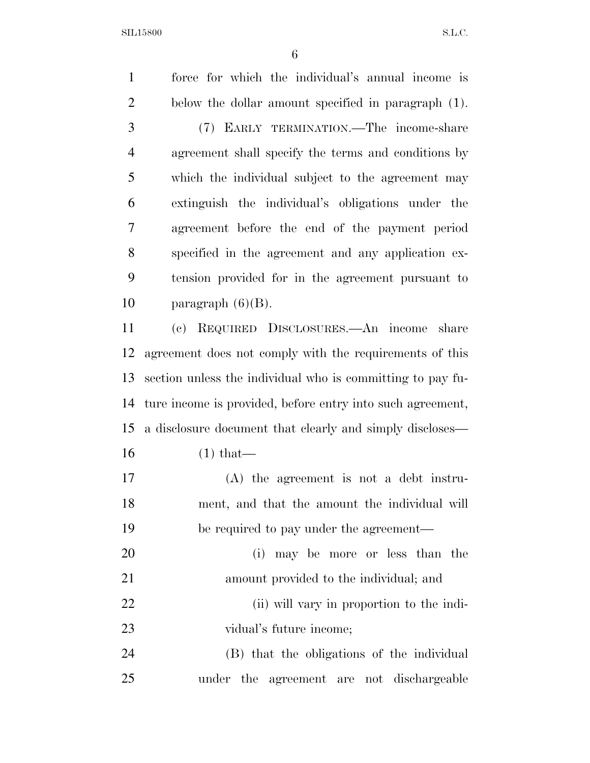force for which the individual's annual income is below the dollar amount specified in paragraph (1).

(7) EARLY TERMINATION.—The income-share agreement shall specify the terms and conditions by which the individual subject to the agreement may extinguish the individual's obligations under the agreement before the end of the payment period specified in the agreement and any application extension provided for in the agreement pursuant to paragraph (6)(B).

(c) REQUIRED DISCLOSURES.—An income share agreement does not comply with the requirements of this section unless the individual who is committing to pay future income is provided, before entry into such agreement, a disclosure document that clearly and simply discloses—

(1) that—

(A) the agreement is not a debt instrument, and that the amount the individual will be required to pay under the agreement—

(i) may be more or less than the amount provided to the individual; and

(ii) will vary in proportion to the individual's future income;

(B) that the obligations of the individual under the agreement are not dischargeable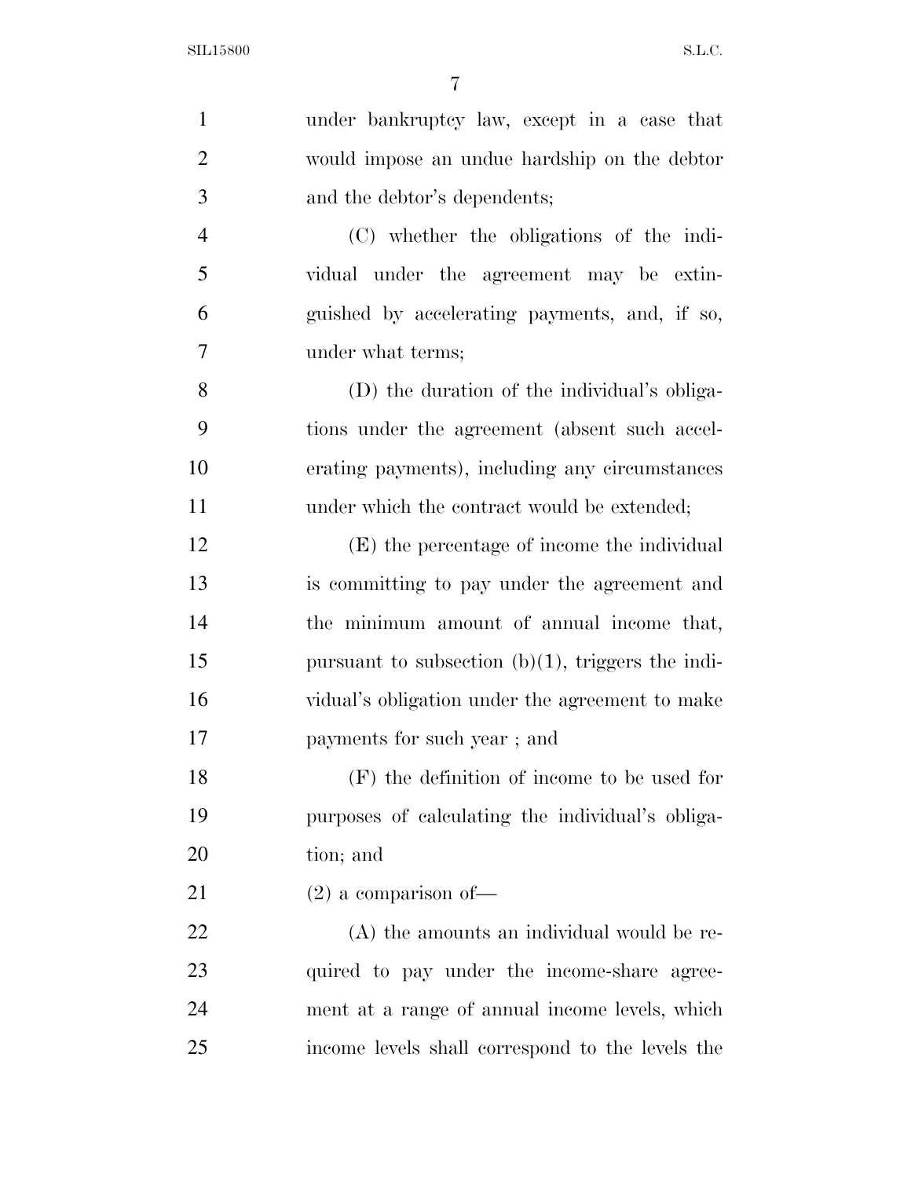under bankruptcy law, except in a case that would impose an undue hardship on the debtor and the debtor's dependents;

(C) whether the obligations of the individual under the agreement may be extinguished by accelerating payments, and, if so, under what terms;

(D) the duration of the individual's obligations under the agreement (absent such accelerating payments), including any circumstances under which the contract would be extended;

(E) the percentage of income the individual is committing to pay under the agreement and the minimum amount of annual income that, pursuant to subsection (b)(1), triggers the individual's obligation under the agreement to make payments for such year ; and

(F) the definition of income to be used for purposes of calculating the individual's obligation; and

(2) a comparison of—

(A) the amounts an individual would be required to pay under the income-share agreement at a range of annual income levels, which income levels shall correspond to the levels the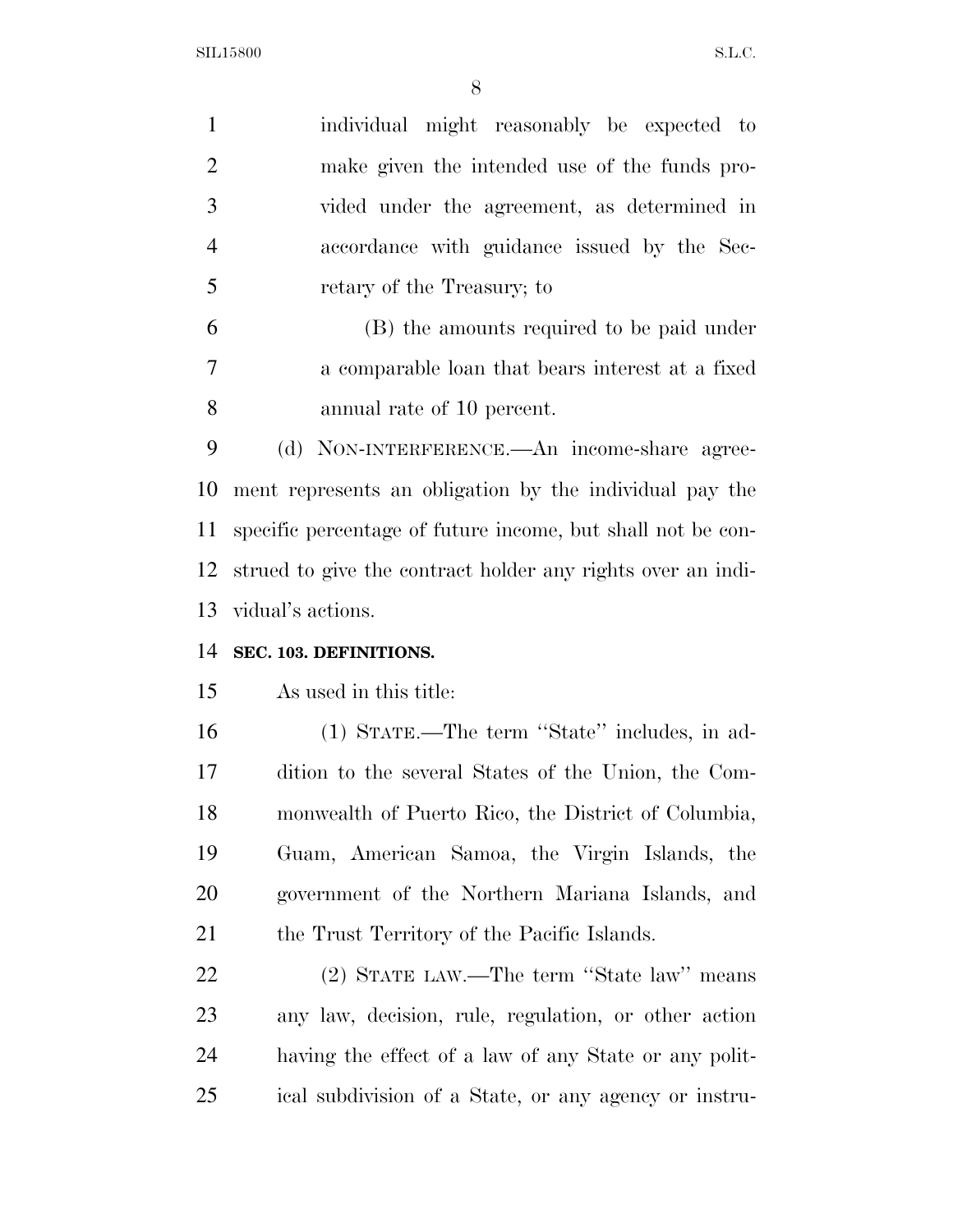individual might reasonably be expected to make given the intended use of the funds provided under the agreement, as determined in accordance with guidance issued by the Secretary of the Treasury; to

(B) the amounts required to be paid under a comparable loan that bears interest at a fixed annual rate of 10 percent.

(d) NON-INTERFERENCE.—An income-share agreement represents an obligation by the individual pay the specific percentage of future income, but shall not be construed to give the contract holder any rights over an individual's actions.

**SEC. 103. DEFINITIONS.**

As used in this title:

(1) STATE.—The term "State" includes, in addition to the several States of the Union, the Commonwealth of Puerto Rico, the District of Columbia, Guam, American Samoa, the Virgin Islands, the government of the Northern Mariana Islands, and the Trust Territory of the Pacific Islands.

(2) STATE LAW.—The term "State law" means any law, decision, rule, regulation, or other action having the effect of a law of any State or any political subdivision of a State, or any agency or instru-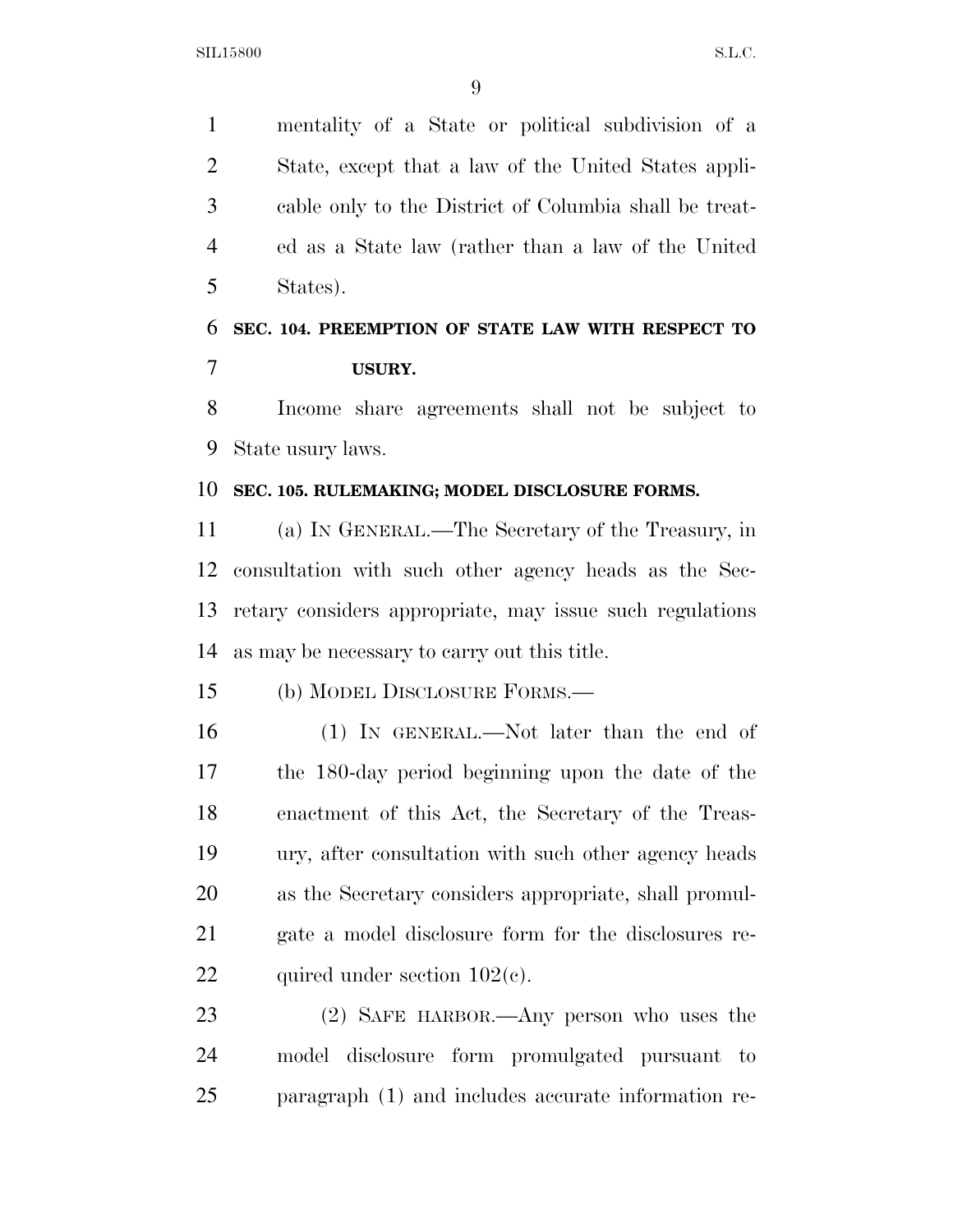mentality of a State or political subdivision of a State, except that a law of the United States applicable only to the District of Columbia shall be treated as a State law (rather than a law of the United States).

### SEC. 104. PREEMPTION OF STATE LAW WITH RESPECT TO USURY.

Income share agreements shall not be subject to State usury laws.

### SEC. 105. RULEMAKING; MODEL DISCLOSURE FORMS.

(a) IN GENERAL.—The Secretary of the Treasury, in consultation with such other agency heads as the Secretary considers appropriate, may issue such regulations as may be necessary to carry out this title.

(b) MODEL DISCLOSURE FORMS.—

(1) IN GENERAL.—Not later than the end of the 180-day period beginning upon the date of the enactment of this Act, the Secretary of the Treasury, after consultation with such other agency heads as the Secretary considers appropriate, shall promulgate a model disclosure form for the disclosures required under section 102(c).

(2) SAFE HARBOR.—Any person who uses the model disclosure form promulgated pursuant to paragraph (1) and includes accurate information re-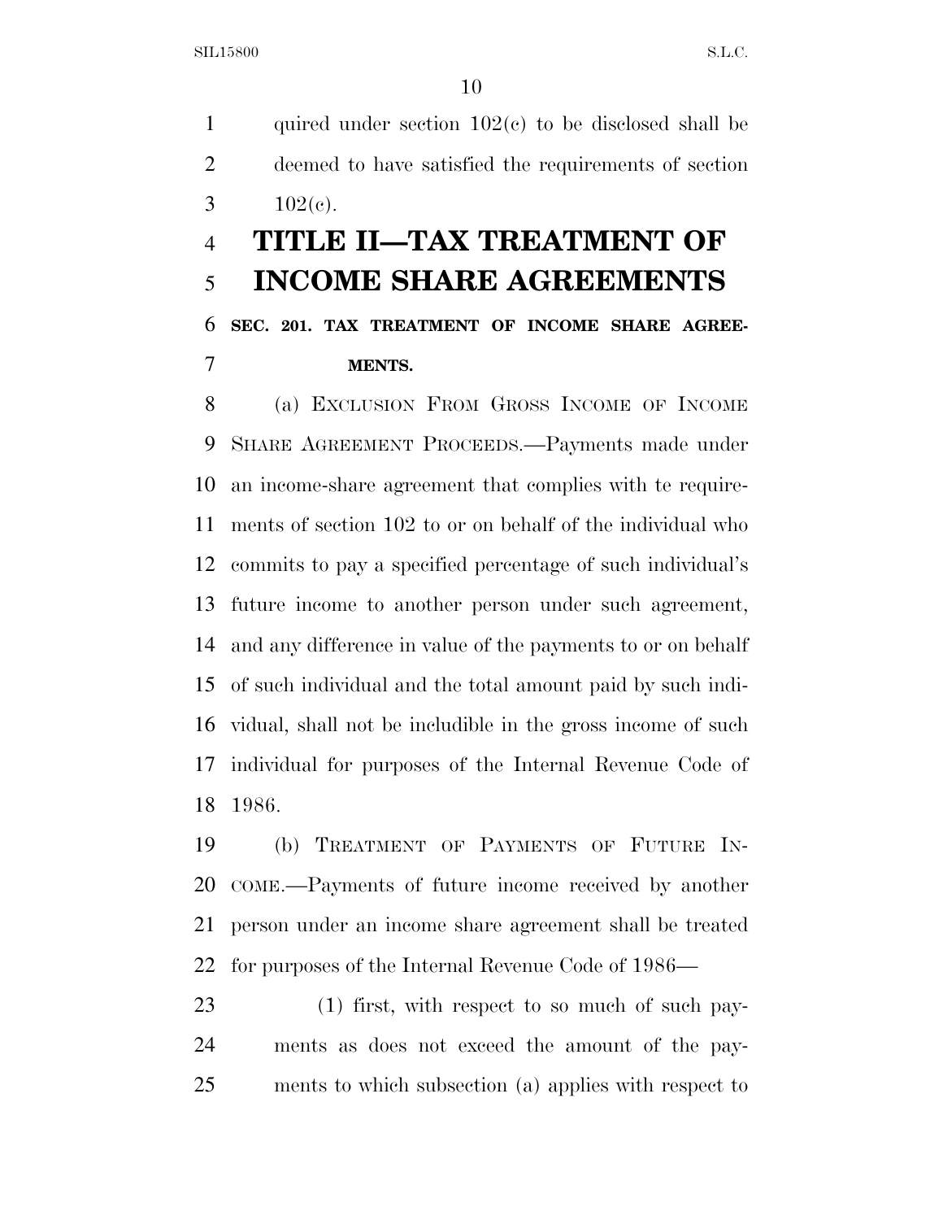quired under section 102(c) to be disclosed shall be deemed to have satisfied the requirements of section 102(c).

# TITLE II—TAX TREATMENT OF INCOME SHARE AGREEMENTS

## SEC. 201. TAX TREATMENT OF INCOME SHARE AGREEMENTS.

(a) EXCLUSION FROM GROSS INCOME OF INCOME SHARE AGREEMENT PROCEEDS.—Payments made under an income-share agreement that complies with te requirements of section 102 to or on behalf of the individual who commits to pay a specified percentage of such individual's future income to another person under such agreement, and any difference in value of the payments to or on behalf of such individual and the total amount paid by such individual, shall not be includible in the gross income of such individual for purposes of the Internal Revenue Code of 1986.

(b) TREATMENT OF PAYMENTS OF FUTURE INCOME.—Payments of future income received by another person under an income share agreement shall be treated for purposes of the Internal Revenue Code of 1986—

(1) first, with respect to so much of such payments as does not exceed the amount of the payments to which subsection (a) applies with respect to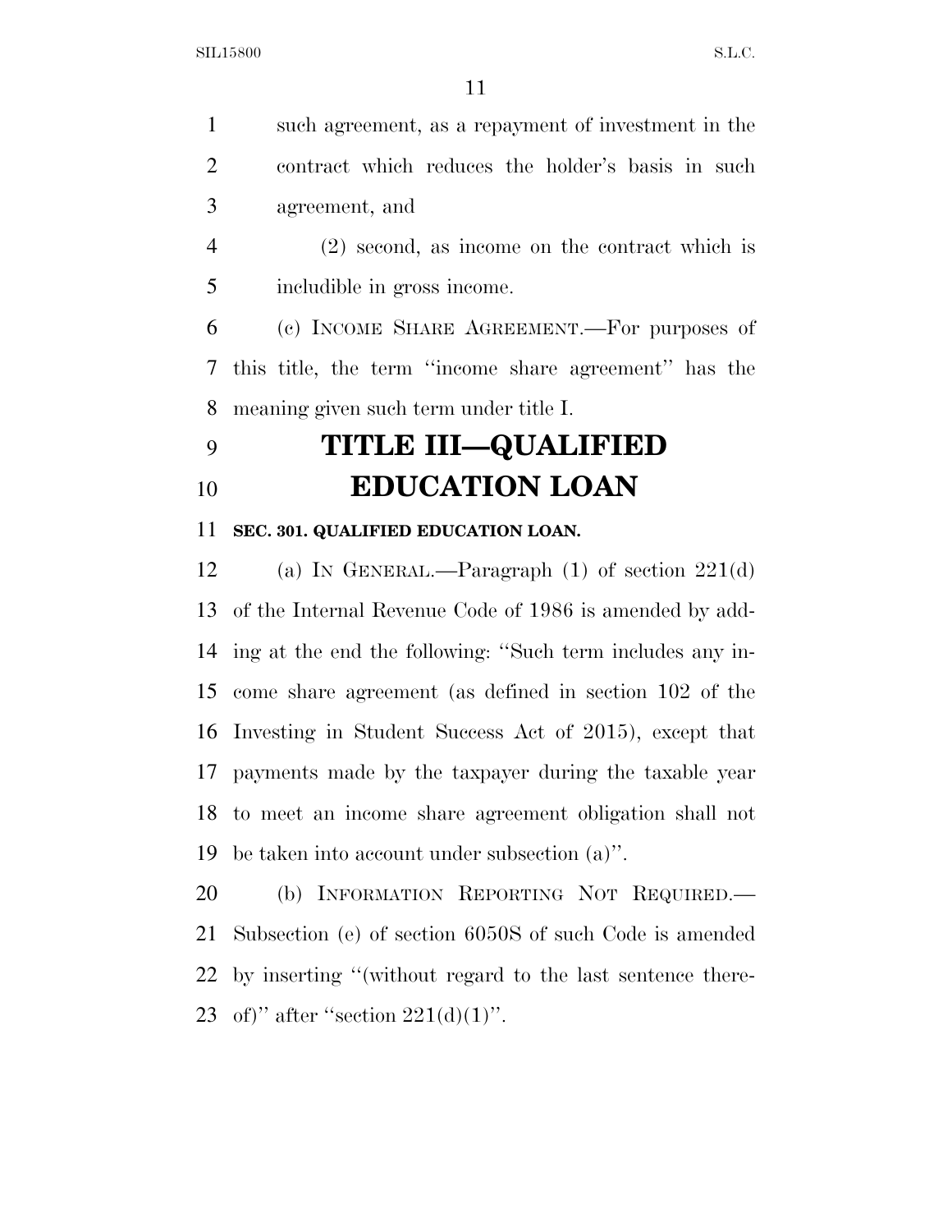such agreement, as a repayment of investment in the contract which reduces the holder's basis in such agreement, and

(2) second, as income on the contract which is includible in gross income.

(c) INCOME SHARE AGREEMENT.—For purposes of this title, the term ''income share agreement'' has the meaning given such term under title I.

# TITLE III—QUALIFIED EDUCATION LOAN

**SEC. 301. QUALIFIED EDUCATION LOAN.**

(a) IN GENERAL.—Paragraph (1) of section 221(d) of the Internal Revenue Code of 1986 is amended by adding at the end the following: ''Such term includes any income share agreement (as defined in section 102 of the Investing in Student Success Act of 2015), except that payments made by the taxpayer during the taxable year to meet an income share agreement obligation shall not be taken into account under subsection (a)''.

(b) INFORMATION REPORTING NOT REQUIRED.—Subsection (e) of section 6050S of such Code is amended by inserting ''(without regard to the last sentence thereof)'' after ''section 221(d)(1)''.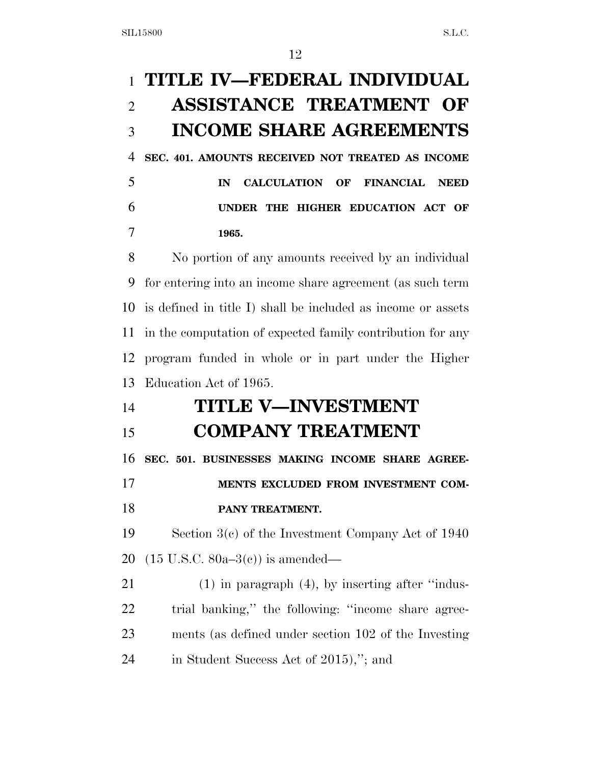# TITLE IV—FEDERAL INDIVIDUAL ASSISTANCE TREATMENT OF INCOME SHARE AGREEMENTS

**SEC. 401. AMOUNTS RECEIVED NOT TREATED AS INCOME IN CALCULATION OF FINANCIAL NEED UNDER THE HIGHER EDUCATION ACT OF 1965.**

No portion of any amounts received by an individual for entering into an income share agreement (as such term is defined in title I) shall be included as income or assets in the computation of expected family contribution for any program funded in whole or in part under the Higher Education Act of 1965.

# TITLE V—INVESTMENT COMPANY TREATMENT

**SEC. 501. BUSINESSES MAKING INCOME SHARE AGREEMENTS EXCLUDED FROM INVESTMENT COMPANY TREATMENT.**

Section 3(c) of the Investment Company Act of 1940 (15 U.S.C. 80a–3(c)) is amended—

(1) in paragraph (4), by inserting after ''industrial banking,'' the following: ''income share agreements (as defined under section 102 of the Investing in Student Success Act of 2015),''; and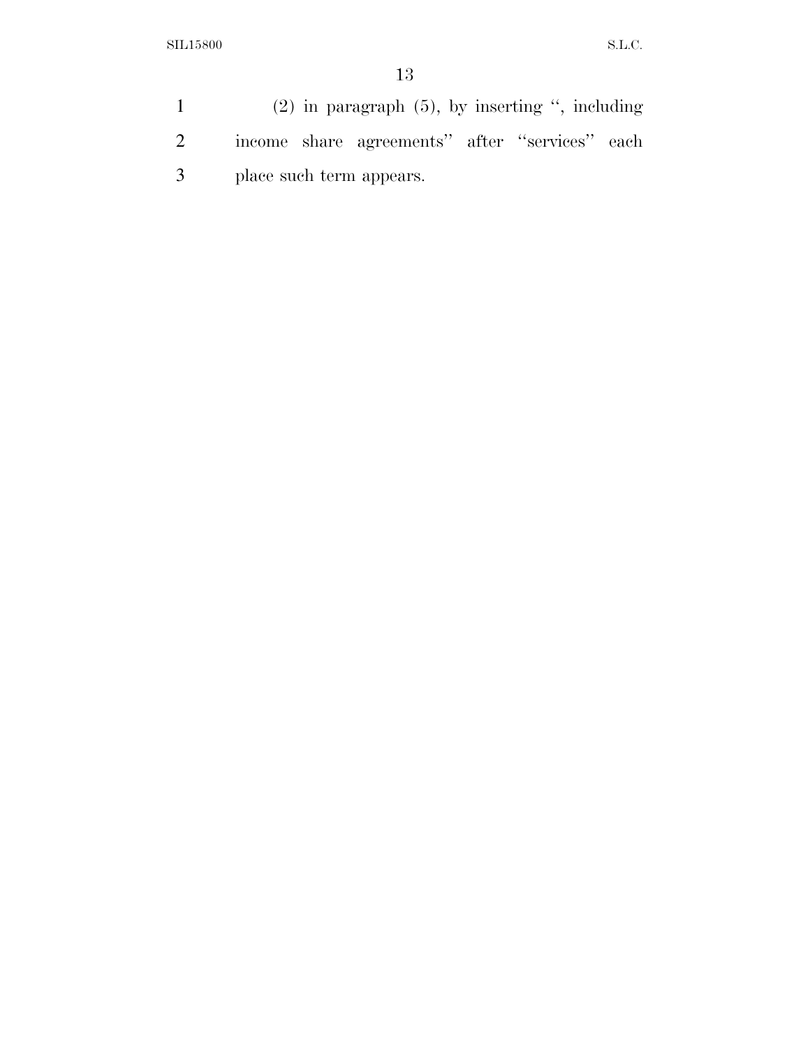(2) in paragraph (5), by inserting '', including income share agreements'' after ''services'' each place such term appears.